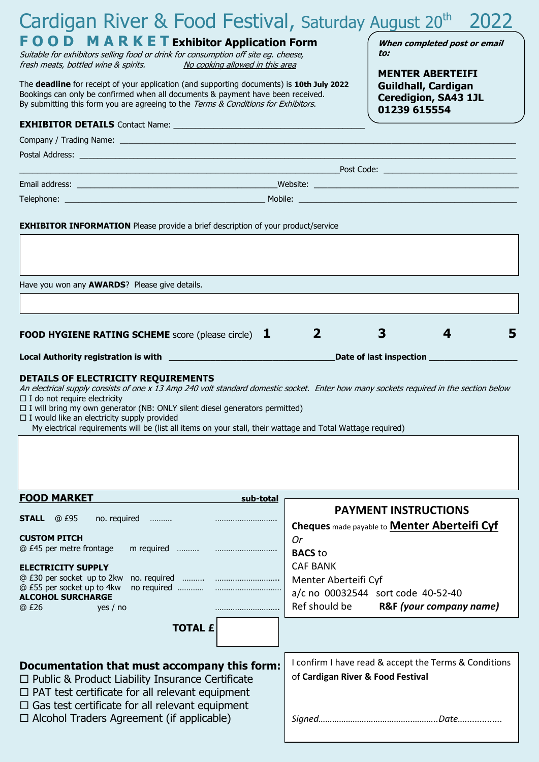# Cardigan River & Food Festival, Saturday August 20th 2022

## FOOD MARKET Exhibitor Application Form

*Suitable for exhibitors selling food or drink for consumption off site eg. cheese, fresh meats, bottled wine & spirits.* *No cooking allowed in this area*

The **deadline** for receipt of your application (and supporting documents) is **10th July 2022**
Bookings can only be confirmed when all documents & payment have been received.
By submitting this form you are agreeing to the *Terms & Conditions for Exhibitors*.

***When completed post or email to:***

**MENTER ABERTEIFI**
**Guildhall, Cardigan**
**Ceredigion, SA43 1JL**
**01239 615554**

**EXHIBITOR DETAILS** Contact Name: ________________________________________

Company / Trading Name: ________________________________________

Postal Address: ________________________________________

________________________________________ Post Code: ____________________

Email address: ____________________ Website: ____________________

Telephone: ____________________ Mobile: ____________________

**EXHIBITOR INFORMATION** Please provide a brief description of your product/service

Have you won any **AWARDS**? Please give details.

**FOOD HYGIENE RATING SCHEME** score (please circle) **1** **2** **3** **4** **5**

**Local Authority registration is with** ____________________ **Date of last inspection** ____________________

**DETAILS OF ELECTRICITY REQUIREMENTS**

*An electrical supply consists of one x 13 Amp 240 volt standard domestic socket. Enter how many sockets required in the section below*

☐ I do not require electricity
☐ I will bring my own generator (NB: ONLY silent diesel generators permitted)
☐ I would like an electricity supply provided

My electrical requirements will be (list all items on your stall, their wattage and Total Wattage required)

**FOOD MARKET** **sub-total**

**STALL** @ £95 no. required .......... ............................

**CUSTOM PITCH**
@ £45 per metre frontage m required .......... ............................

**ELECTRICITY SUPPLY**
@ £30 per socket up to 2kw no. required .......... ............................
@ £55 per socket up to 4kw no required ........... ............................

**ALCOHOL SURCHARGE**
@ £26 yes / no ............................

**TOTAL £**

### PAYMENT INSTRUCTIONS

**Cheques** made payable to **Menter Aberteifi Cyf**
*Or*
**BACS** to
CAF BANK
Menter Aberteifi Cyf
a/c no 00032544 sort code 40-52-40
Ref should be **R&F *(your company name)***

### Documentation that must accompany this form:

☐ Public & Product Liability Insurance Certificate
☐ PAT test certificate for all relevant equipment
☐ Gas test certificate for all relevant equipment
☐ Alcohol Traders Agreement (if applicable)

I confirm I have read & accept the Terms & Conditions of **Cardigan River & Food Festival**

*Signed.................................................Date..................*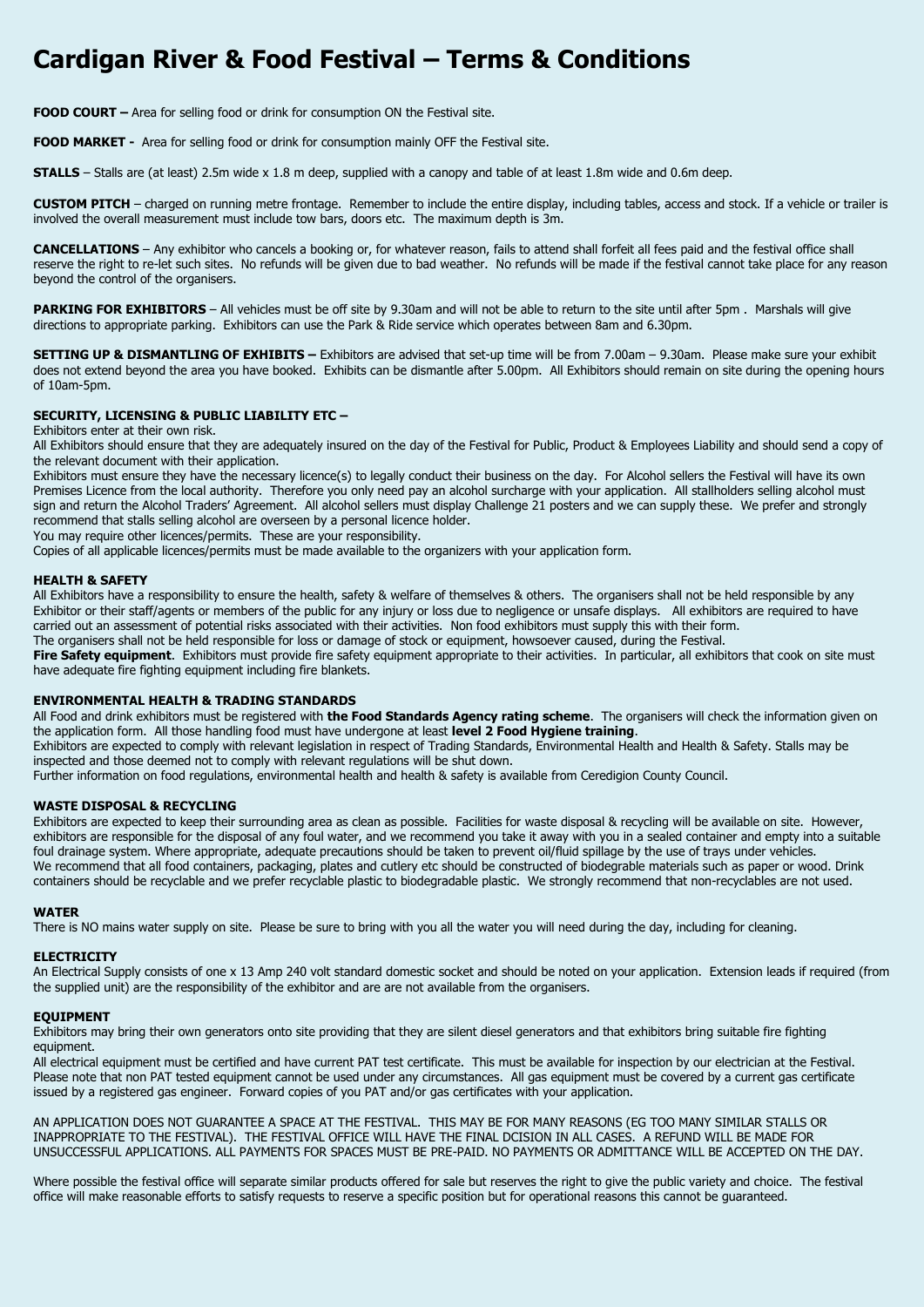# Cardigan River & Food Festival – Terms & Conditions

**FOOD COURT –** Area for selling food or drink for consumption ON the Festival site.

**FOOD MARKET -** Area for selling food or drink for consumption mainly OFF the Festival site.

**STALLS** – Stalls are (at least) 2.5m wide x 1.8 m deep, supplied with a canopy and table of at least 1.8m wide and 0.6m deep.

**CUSTOM PITCH** – charged on running metre frontage. Remember to include the entire display, including tables, access and stock. If a vehicle or trailer is involved the overall measurement must include tow bars, doors etc. The maximum depth is 3m.

**CANCELLATIONS** – Any exhibitor who cancels a booking or, for whatever reason, fails to attend shall forfeit all fees paid and the festival office shall reserve the right to re-let such sites. No refunds will be given due to bad weather. No refunds will be made if the festival cannot take place for any reason beyond the control of the organisers.

**PARKING FOR EXHIBITORS** – All vehicles must be off site by 9.30am and will not be able to return to the site until after 5pm . Marshals will give directions to appropriate parking. Exhibitors can use the Park & Ride service which operates between 8am and 6.30pm.

**SETTING UP & DISMANTLING OF EXHIBITS –** Exhibitors are advised that set-up time will be from 7.00am – 9.30am. Please make sure your exhibit does not extend beyond the area you have booked. Exhibits can be dismantle after 5.00pm. All Exhibitors should remain on site during the opening hours of 10am-5pm.

**SECURITY, LICENSING & PUBLIC LIABILITY ETC –**

Exhibitors enter at their own risk.

All Exhibitors should ensure that they are adequately insured on the day of the Festival for Public, Product & Employees Liability and should send a copy of the relevant document with their application.

Exhibitors must ensure they have the necessary licence(s) to legally conduct their business on the day. For Alcohol sellers the Festival will have its own Premises Licence from the local authority. Therefore you only need pay an alcohol surcharge with your application. All stallholders selling alcohol must sign and return the Alcohol Traders' Agreement. All alcohol sellers must display Challenge 21 posters and we can supply these. We prefer and strongly recommend that stalls selling alcohol are overseen by a personal licence holder.

You may require other licences/permits. These are your responsibility.

Copies of all applicable licences/permits must be made available to the organizers with your application form.

**HEALTH & SAFETY**

All Exhibitors have a responsibility to ensure the health, safety & welfare of themselves & others. The organisers shall not be held responsible by any Exhibitor or their staff/agents or members of the public for any injury or loss due to negligence or unsafe displays. All exhibitors are required to have carried out an assessment of potential risks associated with their activities. Non food exhibitors must supply this with their form.

The organisers shall not be held responsible for loss or damage of stock or equipment, howsoever caused, during the Festival.

**Fire Safety equipment**. Exhibitors must provide fire safety equipment appropriate to their activities. In particular, all exhibitors that cook on site must have adequate fire fighting equipment including fire blankets.

**ENVIRONMENTAL HEALTH & TRADING STANDARDS**

All Food and drink exhibitors must be registered with **the Food Standards Agency rating scheme**. The organisers will check the information given on the application form. All those handling food must have undergone at least **level 2 Food Hygiene training**.

Exhibitors are expected to comply with relevant legislation in respect of Trading Standards, Environmental Health and Health & Safety. Stalls may be inspected and those deemed not to comply with relevant regulations will be shut down.

Further information on food regulations, environmental health and health & safety is available from Ceredigion County Council.

**WASTE DISPOSAL & RECYCLING**

Exhibitors are expected to keep their surrounding area as clean as possible. Facilities for waste disposal & recycling will be available on site. However, exhibitors are responsible for the disposal of any foul water, and we recommend you take it away with you in a sealed container and empty into a suitable foul drainage system. Where appropriate, adequate precautions should be taken to prevent oil/fluid spillage by the use of trays under vehicles.

We recommend that all food containers, packaging, plates and cutlery etc should be constructed of biodegrable materials such as paper or wood. Drink containers should be recyclable and we prefer recyclable plastic to biodegradable plastic. We strongly recommend that non-recyclables are not used.

**WATER**

There is NO mains water supply on site. Please be sure to bring with you all the water you will need during the day, including for cleaning.

**ELECTRICITY**

An Electrical Supply consists of one x 13 Amp 240 volt standard domestic socket and should be noted on your application. Extension leads if required (from the supplied unit) are the responsibility of the exhibitor and are are not available from the organisers.

**EQUIPMENT**

Exhibitors may bring their own generators onto site providing that they are silent diesel generators and that exhibitors bring suitable fire fighting equipment.

All electrical equipment must be certified and have current PAT test certificate. This must be available for inspection by our electrician at the Festival. Please note that non PAT tested equipment cannot be used under any circumstances. All gas equipment must be covered by a current gas certificate issued by a registered gas engineer. Forward copies of you PAT and/or gas certificates with your application.

AN APPLICATION DOES NOT GUARANTEE A SPACE AT THE FESTIVAL. THIS MAY BE FOR MANY REASONS (EG TOO MANY SIMILAR STALLS OR INAPPROPRIATE TO THE FESTIVAL). THE FESTIVAL OFFICE WILL HAVE THE FINAL DCISION IN ALL CASES. A REFUND WILL BE MADE FOR UNSUCCESSFUL APPLICATIONS. ALL PAYMENTS FOR SPACES MUST BE PRE-PAID. NO PAYMENTS OR ADMITTANCE WILL BE ACCEPTED ON THE DAY.

Where possible the festival office will separate similar products offered for sale but reserves the right to give the public variety and choice. The festival office will make reasonable efforts to satisfy requests to reserve a specific position but for operational reasons this cannot be guaranteed.